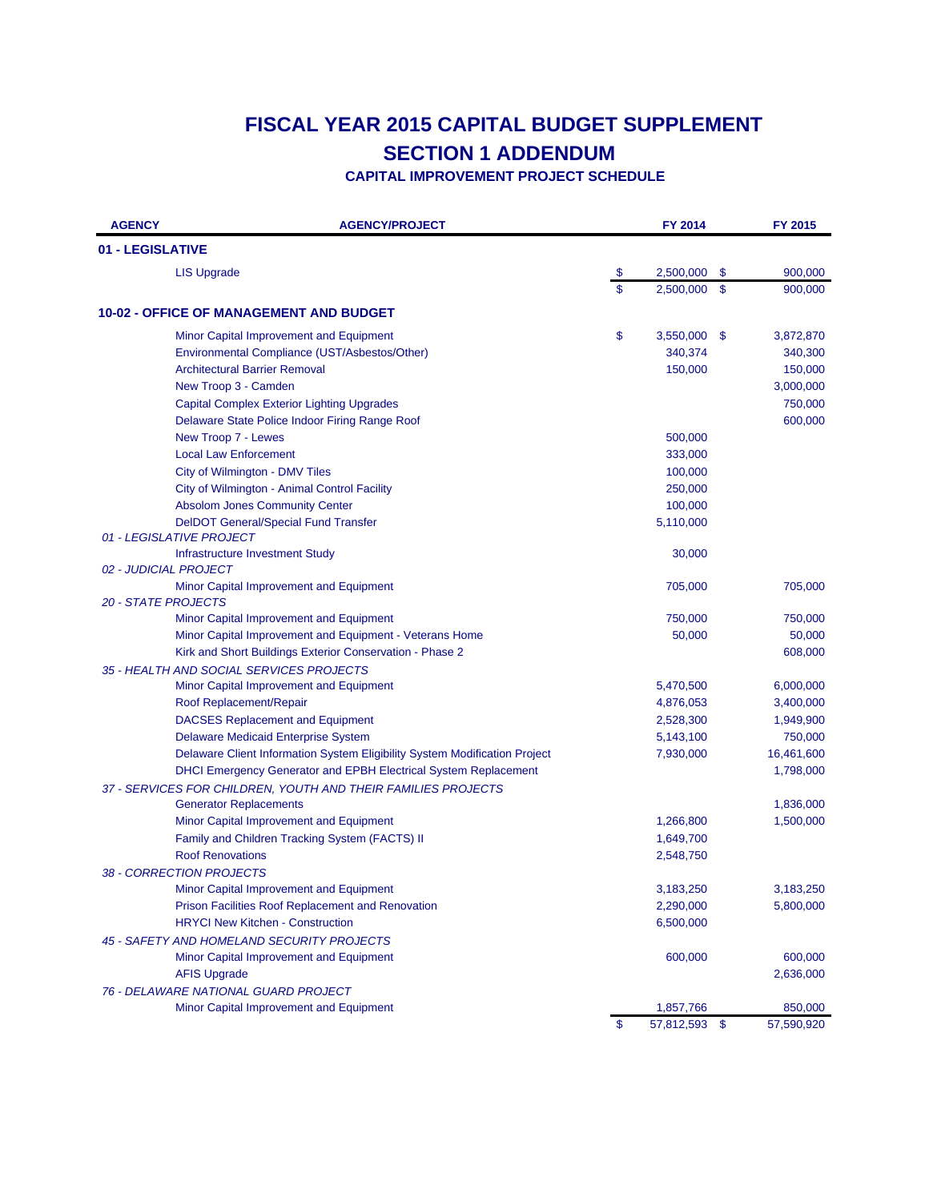# FISCAL YEAR 2015 CAPITAL BUDGET SUPPLEMENT

## SECTION 1 ADDENDUM

### CAPITAL IMPROVEMENT PROJECT SCHEDULE

| AGENCY | AGENCY/PROJECT | FY 2014 | FY 2015 |
|---|---|---|---|
| **01 - LEGISLATIVE** | | | |
| | LIS Upgrade | $ 2,500,000 | $ 900,000 |
| | | $ 2,500,000 | $ 900,000 |
| **10-02 - OFFICE OF MANAGEMENT AND BUDGET** | | | |
| | Minor Capital Improvement and Equipment | $ 3,550,000 | $ 3,872,870 |
| | Environmental Compliance (UST/Asbestos/Other) | 340,374 | 340,300 |
| | Architectural Barrier Removal | 150,000 | 150,000 |
| | New Troop 3 - Camden | | 3,000,000 |
| | Capital Complex Exterior Lighting Upgrades | | 750,000 |
| | Delaware State Police Indoor Firing Range Roof | | 600,000 |
| | New Troop 7 - Lewes | 500,000 | |
| | Local Law Enforcement | 333,000 | |
| | City of Wilmington - DMV Tiles | 100,000 | |
| | City of Wilmington - Animal Control Facility | 250,000 | |
| | Absolom Jones Community Center | 100,000 | |
| | DelDOT General/Special Fund Transfer | 5,110,000 | |
| *01 - LEGISLATIVE PROJECT* | | | |
| | Infrastructure Investment Study | 30,000 | |
| *02 - JUDICIAL PROJECT* | | | |
| | Minor Capital Improvement and Equipment | 705,000 | 705,000 |
| *20 - STATE PROJECTS* | | | |
| | Minor Capital Improvement and Equipment | 750,000 | 750,000 |
| | Minor Capital Improvement and Equipment - Veterans Home | 50,000 | 50,000 |
| | Kirk and Short Buildings Exterior Conservation - Phase 2 | | 608,000 |
| *35 - HEALTH AND SOCIAL SERVICES PROJECTS* | | | |
| | Minor Capital Improvement and Equipment | 5,470,500 | 6,000,000 |
| | Roof Replacement/Repair | 4,876,053 | 3,400,000 |
| | DACSES Replacement and Equipment | 2,528,300 | 1,949,900 |
| | Delaware Medicaid Enterprise System | 5,143,100 | 750,000 |
| | Delaware Client Information System Eligibility System Modification Project | 7,930,000 | 16,461,600 |
| | DHCI Emergency Generator and EPBH Electrical System Replacement | | 1,798,000 |
| *37 - SERVICES FOR CHILDREN, YOUTH AND THEIR FAMILIES PROJECTS* | | | |
| | Generator Replacements | | 1,836,000 |
| | Minor Capital Improvement and Equipment | 1,266,800 | 1,500,000 |
| | Family and Children Tracking System (FACTS) II | 1,649,700 | |
| | Roof Renovations | 2,548,750 | |
| *38 - CORRECTION PROJECTS* | | | |
| | Minor Capital Improvement and Equipment | 3,183,250 | 3,183,250 |
| | Prison Facilities Roof Replacement and Renovation | 2,290,000 | 5,800,000 |
| | HRYCI New Kitchen - Construction | 6,500,000 | |
| *45 - SAFETY AND HOMELAND SECURITY PROJECTS* | | | |
| | Minor Capital Improvement and Equipment | 600,000 | 600,000 |
| | AFIS Upgrade | | 2,636,000 |
| *76 - DELAWARE NATIONAL GUARD PROJECT* | | | |
| | Minor Capital Improvement and Equipment | 1,857,766 | 850,000 |
| | | $ 57,812,593 | $ 57,590,920 |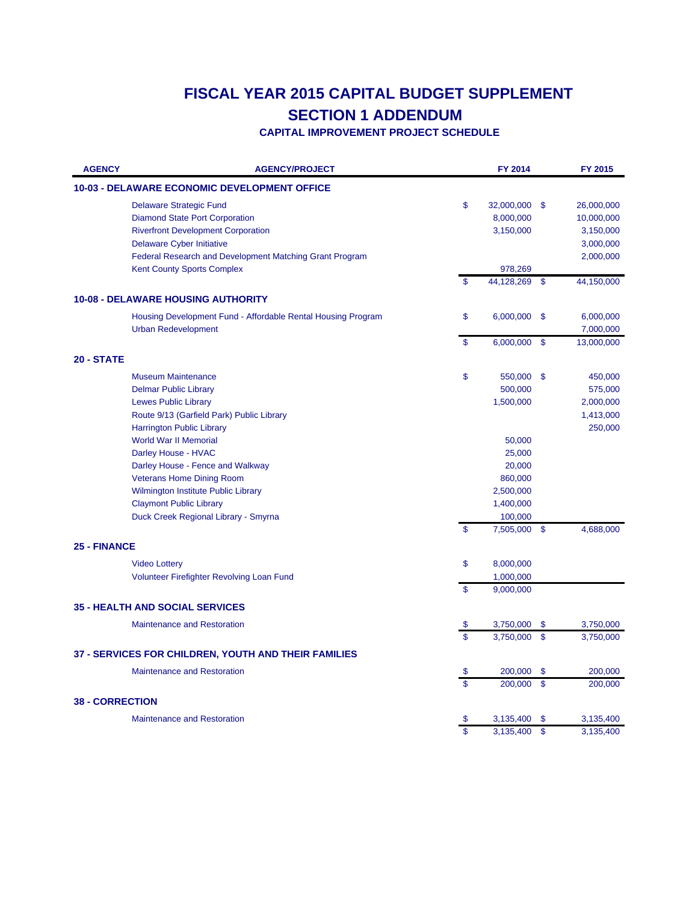# FISCAL YEAR 2015 CAPITAL BUDGET SUPPLEMENT

## SECTION 1 ADDENDUM

### CAPITAL IMPROVEMENT PROJECT SCHEDULE

| AGENCY | AGENCY/PROJECT | FY 2014 | FY 2015 |
|---|---|---|---|
| **10-03 - DELAWARE ECONOMIC DEVELOPMENT OFFICE** | | | |
| | Delaware Strategic Fund | $ 32,000,000 | $ 26,000,000 |
| | Diamond State Port Corporation | 8,000,000 | 10,000,000 |
| | Riverfront Development Corporation | 3,150,000 | 3,150,000 |
| | Delaware Cyber Initiative | | 3,000,000 |
| | Federal Research and Development Matching Grant Program | | 2,000,000 |
| | Kent County Sports Complex | 978,269 | |
| | | $ 44,128,269 | $ 44,150,000 |
| **10-08 - DELAWARE HOUSING AUTHORITY** | | | |
| | Housing Development Fund - Affordable Rental Housing Program | $ 6,000,000 | $ 6,000,000 |
| | Urban Redevelopment | | 7,000,000 |
| | | $ 6,000,000 | $ 13,000,000 |
| **20 - STATE** | | | |
| | Museum Maintenance | $ 550,000 | $ 450,000 |
| | Delmar Public Library | 500,000 | 575,000 |
| | Lewes Public Library | 1,500,000 | 2,000,000 |
| | Route 9/13 (Garfield Park) Public Library | | 1,413,000 |
| | Harrington Public Library | | 250,000 |
| | World War II Memorial | 50,000 | |
| | Darley House - HVAC | 25,000 | |
| | Darley House - Fence and Walkway | 20,000 | |
| | Veterans Home Dining Room | 860,000 | |
| | Wilmington Institute Public Library | 2,500,000 | |
| | Claymont Public Library | 1,400,000 | |
| | Duck Creek Regional Library - Smyrna | 100,000 | |
| | | $ 7,505,000 | $ 4,688,000 |
| **25 - FINANCE** | | | |
| | Video Lottery | $ 8,000,000 | |
| | Volunteer Firefighter Revolving Loan Fund | 1,000,000 | |
| | | $ 9,000,000 | |
| **35 - HEALTH AND SOCIAL SERVICES** | | | |
| | Maintenance and Restoration | $ 3,750,000 | $ 3,750,000 |
| | | $ 3,750,000 | $ 3,750,000 |
| **37 - SERVICES FOR CHILDREN, YOUTH AND THEIR FAMILIES** | | | |
| | Maintenance and Restoration | $ 200,000 | $ 200,000 |
| | | $ 200,000 | $ 200,000 |
| **38 - CORRECTION** | | | |
| | Maintenance and Restoration | $ 3,135,400 | $ 3,135,400 |
| | | $ 3,135,400 | $ 3,135,400 |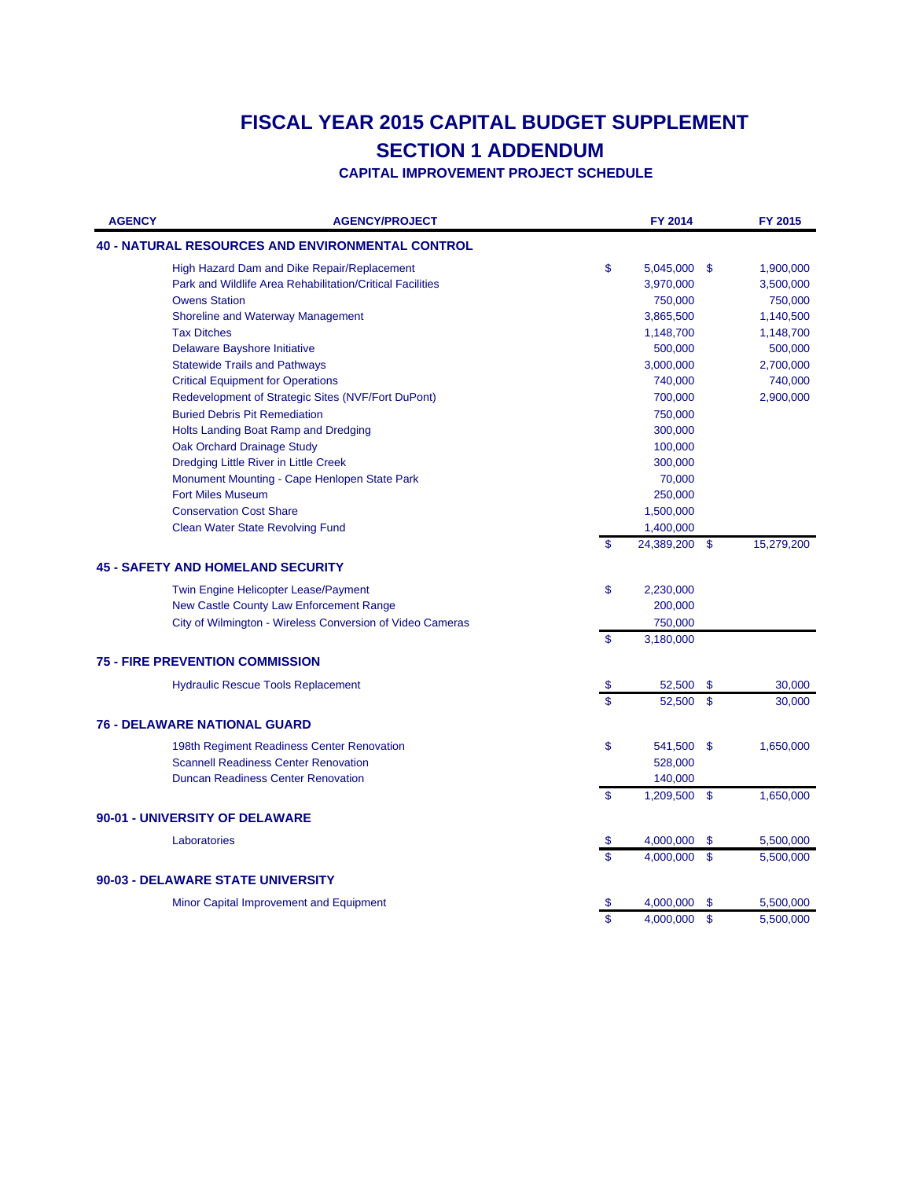# FISCAL YEAR 2015 CAPITAL BUDGET SUPPLEMENT

## SECTION 1 ADDENDUM

### CAPITAL IMPROVEMENT PROJECT SCHEDULE

| AGENCY | AGENCY/PROJECT | FY 2014 | FY 2015 |
|---|---|---|---|
| **40 - NATURAL RESOURCES AND ENVIRONMENTAL CONTROL** | | | |
| | High Hazard Dam and Dike Repair/Replacement | $ 5,045,000 | $ 1,900,000 |
| | Park and Wildlife Area Rehabilitation/Critical Facilities | 3,970,000 | 3,500,000 |
| | Owens Station | 750,000 | 750,000 |
| | Shoreline and Waterway Management | 3,865,500 | 1,140,500 |
| | Tax Ditches | 1,148,700 | 1,148,700 |
| | Delaware Bayshore Initiative | 500,000 | 500,000 |
| | Statewide Trails and Pathways | 3,000,000 | 2,700,000 |
| | Critical Equipment for Operations | 740,000 | 740,000 |
| | Redevelopment of Strategic Sites (NVF/Fort DuPont) | 700,000 | 2,900,000 |
| | Buried Debris Pit Remediation | 750,000 | |
| | Holts Landing Boat Ramp and Dredging | 300,000 | |
| | Oak Orchard Drainage Study | 100,000 | |
| | Dredging Little River in Little Creek | 300,000 | |
| | Monument Mounting - Cape Henlopen State Park | 70,000 | |
| | Fort Miles Museum | 250,000 | |
| | Conservation Cost Share | 1,500,000 | |
| | Clean Water State Revolving Fund | 1,400,000 | |
| | | $ 24,389,200 | $ 15,279,200 |
| **45 - SAFETY AND HOMELAND SECURITY** | | | |
| | Twin Engine Helicopter Lease/Payment | $ 2,230,000 | |
| | New Castle County Law Enforcement Range | 200,000 | |
| | City of Wilmington - Wireless Conversion of Video Cameras | 750,000 | |
| | | $ 3,180,000 | |
| **75 - FIRE PREVENTION COMMISSION** | | | |
| | Hydraulic Rescue Tools Replacement | $ 52,500 | $ 30,000 |
| | | $ 52,500 | $ 30,000 |
| **76 - DELAWARE NATIONAL GUARD** | | | |
| | 198th Regiment Readiness Center Renovation | $ 541,500 | $ 1,650,000 |
| | Scannell Readiness Center Renovation | 528,000 | |
| | Duncan Readiness Center Renovation | 140,000 | |
| | | $ 1,209,500 | $ 1,650,000 |
| **90-01 - UNIVERSITY OF DELAWARE** | | | |
| | Laboratories | $ 4,000,000 | $ 5,500,000 |
| | | $ 4,000,000 | $ 5,500,000 |
| **90-03 - DELAWARE STATE UNIVERSITY** | | | |
| | Minor Capital Improvement and Equipment | $ 4,000,000 | $ 5,500,000 |
| | | $ 4,000,000 | $ 5,500,000 |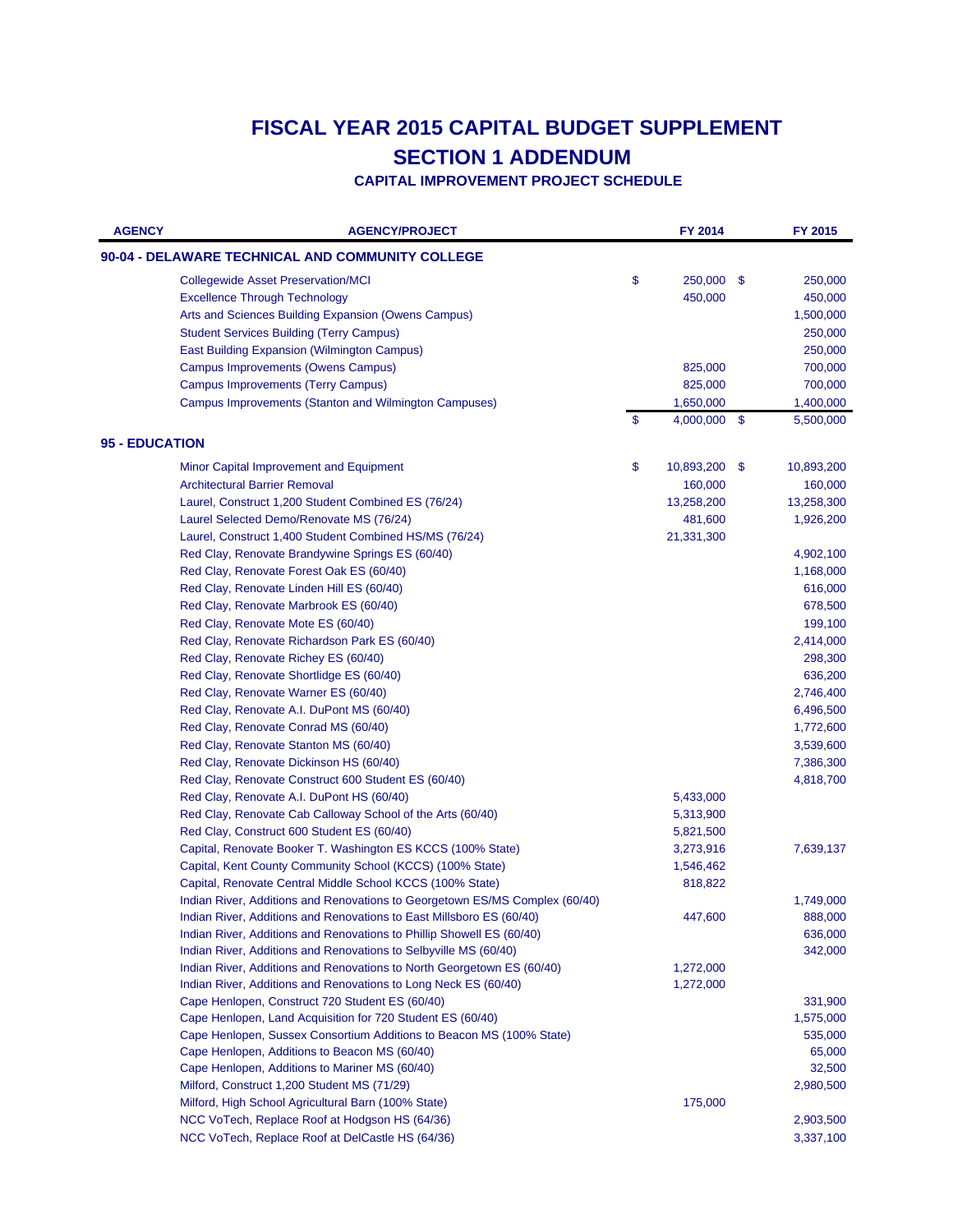# FISCAL YEAR 2015 CAPITAL BUDGET SUPPLEMENT

## SECTION 1 ADDENDUM

### CAPITAL IMPROVEMENT PROJECT SCHEDULE

| AGENCY | AGENCY/PROJECT | FY 2014 | FY 2015 |
|---|---|---|---|
| **90-04 - DELAWARE TECHNICAL AND COMMUNITY COLLEGE** | | | |
| | Collegewide Asset Preservation/MCI | $ 250,000 | $ 250,000 |
| | Excellence Through Technology | 450,000 | 450,000 |
| | Arts and Sciences Building Expansion (Owens Campus) | | 1,500,000 |
| | Student Services Building (Terry Campus) | | 250,000 |
| | East Building Expansion (Wilmington Campus) | | 250,000 |
| | Campus Improvements (Owens Campus) | 825,000 | 700,000 |
| | Campus Improvements (Terry Campus) | 825,000 | 700,000 |
| | Campus Improvements (Stanton and Wilmington Campuses) | 1,650,000 | 1,400,000 |
| | | $ 4,000,000 | $ 5,500,000 |
| **95 - EDUCATION** | | | |
| | Minor Capital Improvement and Equipment | $ 10,893,200 | $ 10,893,200 |
| | Architectural Barrier Removal | 160,000 | 160,000 |
| | Laurel, Construct 1,200 Student Combined ES (76/24) | 13,258,200 | 13,258,300 |
| | Laurel Selected Demo/Renovate MS (76/24) | 481,600 | 1,926,200 |
| | Laurel, Construct 1,400 Student Combined HS/MS (76/24) | 21,331,300 | |
| | Red Clay, Renovate Brandywine Springs ES (60/40) | | 4,902,100 |
| | Red Clay, Renovate Forest Oak ES (60/40) | | 1,168,000 |
| | Red Clay, Renovate Linden Hill ES (60/40) | | 616,000 |
| | Red Clay, Renovate Marbrook ES (60/40) | | 678,500 |
| | Red Clay, Renovate Mote ES (60/40) | | 199,100 |
| | Red Clay, Renovate Richardson Park ES (60/40) | | 2,414,000 |
| | Red Clay, Renovate Richey ES (60/40) | | 298,300 |
| | Red Clay, Renovate Shortlidge ES (60/40) | | 636,200 |
| | Red Clay, Renovate Warner ES (60/40) | | 2,746,400 |
| | Red Clay, Renovate A.I. DuPont MS (60/40) | | 6,496,500 |
| | Red Clay, Renovate Conrad MS (60/40) | | 1,772,600 |
| | Red Clay, Renovate Stanton MS (60/40) | | 3,539,600 |
| | Red Clay, Renovate Dickinson HS (60/40) | | 7,386,300 |
| | Red Clay, Renovate Construct 600 Student ES (60/40) | | 4,818,700 |
| | Red Clay, Renovate A.I. DuPont HS (60/40) | 5,433,000 | |
| | Red Clay, Renovate Cab Calloway School of the Arts (60/40) | 5,313,900 | |
| | Red Clay, Construct 600 Student ES (60/40) | 5,821,500 | |
| | Capital, Renovate Booker T. Washington ES KCCS (100% State) | 3,273,916 | 7,639,137 |
| | Capital, Kent County Community School (KCCS) (100% State) | 1,546,462 | |
| | Capital, Renovate Central Middle School KCCS (100% State) | 818,822 | |
| | Indian River, Additions and Renovations to Georgetown ES/MS Complex (60/40) | | 1,749,000 |
| | Indian River, Additions and Renovations to East Millsboro ES (60/40) | 447,600 | 888,000 |
| | Indian River, Additions and Renovations to Phillip Showell ES (60/40) | | 636,000 |
| | Indian River, Additions and Renovations to Selbyville MS (60/40) | | 342,000 |
| | Indian River, Additions and Renovations to North Georgetown ES (60/40) | 1,272,000 | |
| | Indian River, Additions and Renovations to Long Neck ES (60/40) | 1,272,000 | |
| | Cape Henlopen, Construct 720 Student ES (60/40) | | 331,900 |
| | Cape Henlopen, Land Acquisition for 720 Student ES (60/40) | | 1,575,000 |
| | Cape Henlopen, Sussex Consortium Additions to Beacon MS (100% State) | | 535,000 |
| | Cape Henlopen, Additions to Beacon MS (60/40) | | 65,000 |
| | Cape Henlopen, Additions to Mariner MS (60/40) | | 32,500 |
| | Milford, Construct 1,200 Student MS (71/29) | | 2,980,500 |
| | Milford, High School Agricultural Barn (100% State) | 175,000 | |
| | NCC VoTech, Replace Roof at Hodgson HS (64/36) | | 2,903,500 |
| | NCC VoTech, Replace Roof at DelCastle HS (64/36) | | 3,337,100 |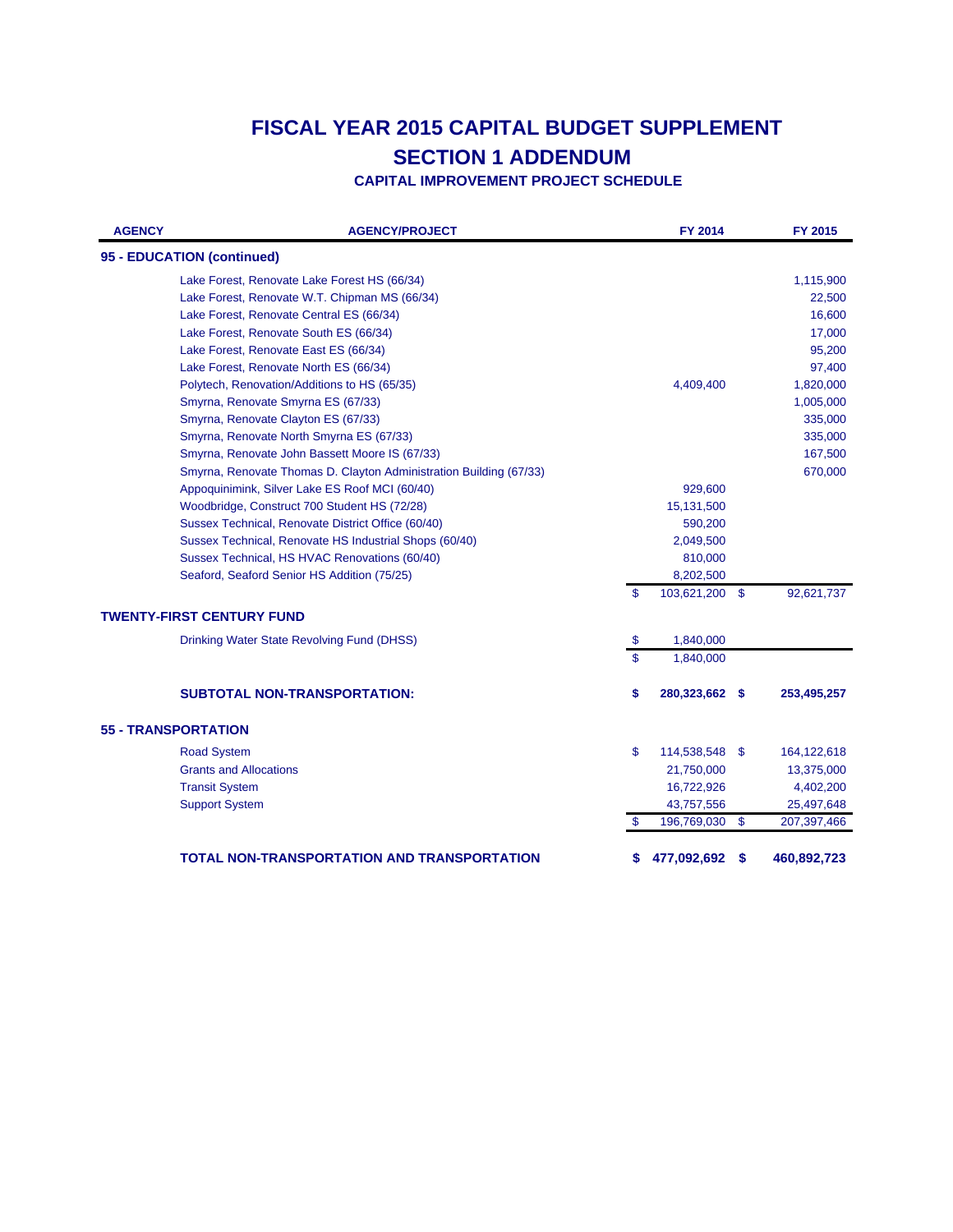# FISCAL YEAR 2015 CAPITAL BUDGET SUPPLEMENT

## SECTION 1 ADDENDUM

### CAPITAL IMPROVEMENT PROJECT SCHEDULE

| AGENCY | AGENCY/PROJECT | FY 2014 | FY 2015 |
|---|---|---|---|
| **95 - EDUCATION (continued)** | | | |
| | Lake Forest, Renovate Lake Forest HS (66/34) | | 1,115,900 |
| | Lake Forest, Renovate W.T. Chipman MS (66/34) | | 22,500 |
| | Lake Forest, Renovate Central ES (66/34) | | 16,600 |
| | Lake Forest, Renovate South ES (66/34) | | 17,000 |
| | Lake Forest, Renovate East ES (66/34) | | 95,200 |
| | Lake Forest, Renovate North ES (66/34) | | 97,400 |
| | Polytech, Renovation/Additions to HS (65/35) | 4,409,400 | 1,820,000 |
| | Smyrna, Renovate Smyrna ES (67/33) | | 1,005,000 |
| | Smyrna, Renovate Clayton ES (67/33) | | 335,000 |
| | Smyrna, Renovate North Smyrna ES (67/33) | | 335,000 |
| | Smyrna, Renovate John Bassett Moore IS (67/33) | | 167,500 |
| | Smyrna, Renovate Thomas D. Clayton Administration Building (67/33) | | 670,000 |
| | Appoquinimink, Silver Lake ES Roof MCI (60/40) | 929,600 | |
| | Woodbridge, Construct 700 Student HS (72/28) | 15,131,500 | |
| | Sussex Technical, Renovate District Office (60/40) | 590,200 | |
| | Sussex Technical, Renovate HS Industrial Shops (60/40) | 2,049,500 | |
| | Sussex Technical, HS HVAC Renovations (60/40) | 810,000 | |
| | Seaford, Seaford Senior HS Addition (75/25) | 8,202,500 | |
| | | $ 103,621,200 | $ 92,621,737 |
| **TWENTY-FIRST CENTURY FUND** | | | |
| | Drinking Water State Revolving Fund (DHSS) | $ 1,840,000 | |
| | | $ 1,840,000 | |
| | **SUBTOTAL NON-TRANSPORTATION:** | **$ 280,323,662** | **$ 253,495,257** |
| **55 - TRANSPORTATION** | | | |
| | Road System | $ 114,538,548 | $ 164,122,618 |
| | Grants and Allocations | 21,750,000 | 13,375,000 |
| | Transit System | 16,722,926 | 4,402,200 |
| | Support System | 43,757,556 | 25,497,648 |
| | | $ 196,769,030 | $ 207,397,466 |
| | **TOTAL NON-TRANSPORTATION AND TRANSPORTATION** | **$ 477,092,692** | **$ 460,892,723** |